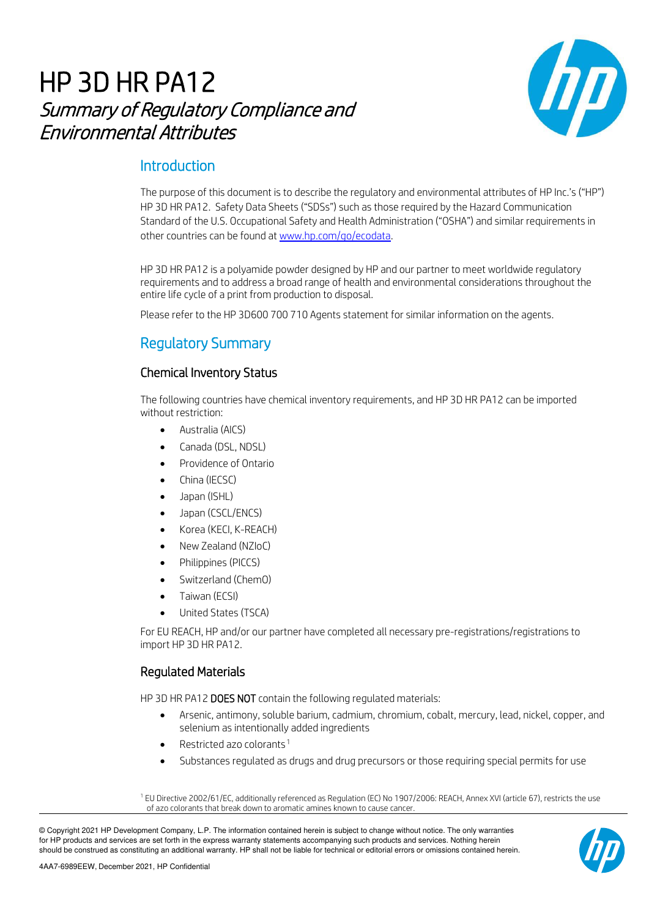#  HP 3D HR PA12

*Summary of Regulatory Compliance and Environmental Attributes*

## Introduction

The purpose of this document is to describe the regulatory and environmental attributes of HP Inc.'s ("HP") HP 3D HR PA12. Safety Data Sheets ("SDSs") such as those required by the Hazard Communication Standard of the U.S. Occupational Safety and Health Administration ("OSHA") and similar requirements in other countries can be found at [www.hp.com/go/ecodata](www.hp.com/go/ecodata).

HP 3D HR PA12 is a polyamide powder designed by HP and our partner to meet worldwide regulatory requirements and to address a broad range of health and environmental considerations throughout the entire life cycle of a print from production to disposal.

Please refer to the HP 3D600 700 710 Agents statement for similar information on the agents.

## Regulatory Summary

### Chemical Inventory Status

The following countries have chemical inventory requirements, and HP 3D HR PA12 can be imported without restriction:

- Australia (AICS)
- Canada (DSL, NDSL)
- Providence of Ontario
- China (IECSC)
- Japan (ISHL)
- Japan (CSCL/ENCS)
- Korea (KECI, K-REACH)
- New Zealand (NZIoC)
- Philippines (PICCS)
- Switzerland (ChemO)
- Taiwan (ECSI)
- United States (TSCA)

For EU REACH, HP and/or our partner have completed all necessary pre-registrations/registrations to import HP 3D HR PA12.

### Regulated Materials

HP 3D HR PA12 **DOES NOT** contain the following regulated materials:

- Arsenic, antimony, soluble barium, cadmium, chromium, cobalt, mercury, lead, nickel, copper, and selenium as intentionally added ingredients
- Restricted azo colorants[1]
- Substances regulated as drugs and drug precursors or those requiring special permits for use

[1] EU Directive 2002/61/EC, additionally referenced as Regulation (EC) No 1907/2006: REACH, Annex XVI (article 67), restricts the use of azo colorants that break down to aromatic amines known to cause cancer.

© Copyright 2021 HP Development Company, L.P. The information contained herein is subject to change without notice. The only warranties for HP products and services are set forth in the express warranty statements accompanying such products and services. Nothing herein should be construed as constituting an additional warranty. HP shall not be liable for technical or editorial errors or omissions contained herein.

4AA7-6989EEW, December 2021, HP Confidential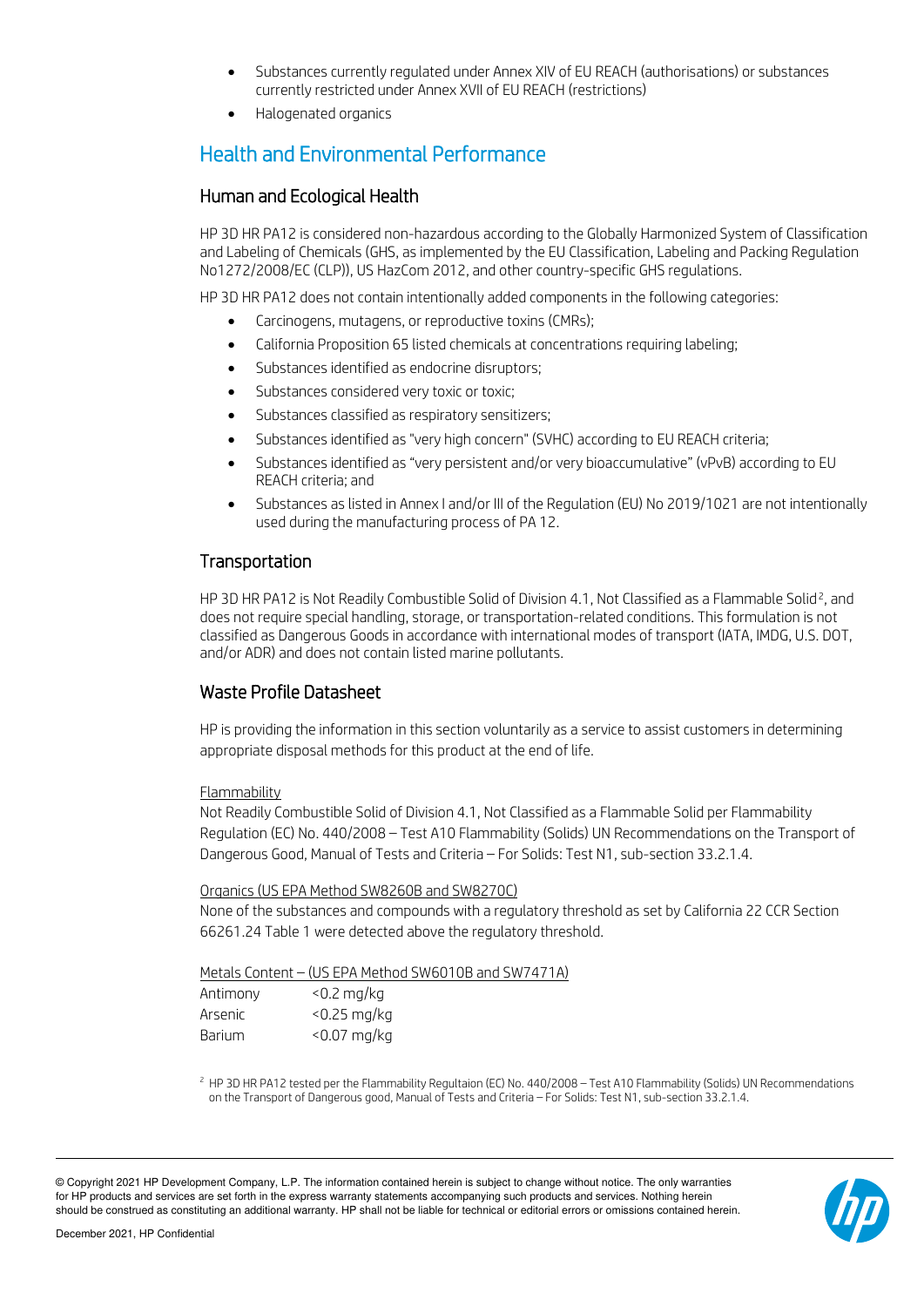- Substances currently regulated under Annex XIV of EU REACH (authorisations) or substances currently restricted under Annex XVII of EU REACH (restrictions)
- Halogenated organics

## Health and Environmental Performance

### Human and Ecological Health

HP 3D HR PA12 is considered non-hazardous according to the Globally Harmonized System of Classification and Labeling of Chemicals (GHS, as implemented by the EU Classification, Labeling and Packing Regulation No1272/2008/EC (CLP)), US HazCom 2012, and other country-specific GHS regulations.

HP 3D HR PA12 does not contain intentionally added components in the following categories:

- Carcinogens, mutagens, or reproductive toxins (CMRs);
- California Proposition 65 listed chemicals at concentrations requiring labeling;
- Substances identified as endocrine disruptors;
- Substances considered very toxic or toxic;
- Substances classified as respiratory sensitizers;
- Substances identified as "very high concern" (SVHC) according to EU REACH criteria;
- Substances identified as "very persistent and/or very bioaccumulative" (vPvB) according to EU REACH criteria; and
- Substances as listed in Annex I and/or III of the Regulation (EU) No 2019/1021 are not intentionally used during the manufacturing process of PA 12.

### Transportation

HP 3D HR PA12 is Not Readily Combustible Solid of Division 4.1, Not Classified as a Flammable Solid[2], and does not require special handling, storage, or transportation-related conditions. This formulation is not classified as Dangerous Goods in accordance with international modes of transport (IATA, IMDG, U.S. DOT, and/or ADR) and does not contain listed marine pollutants.

### Waste Profile Datasheet

HP is providing the information in this section voluntarily as a service to assist customers in determining appropriate disposal methods for this product at the end of life.

Flammability

Not Readily Combustible Solid of Division 4.1, Not Classified as a Flammable Solid per Flammability Regulation (EC) No. 440/2008 – Test A10 Flammability (Solids) UN Recommendations on the Transport of Dangerous Good, Manual of Tests and Criteria – For Solids: Test N1, sub-section 33.2.1.4.

Organics (US EPA Method SW8260B and SW8270C)

None of the substances and compounds with a regulatory threshold as set by California 22 CCR Section 66261.24 Table 1 were detected above the regulatory threshold.

Metals Content – (US EPA Method SW6010B and SW7471A)

| | |
|---|---|
| Antimony | <0.2 mg/kg |
| Arsenic | <0.25 mg/kg |
| Barium | <0.07 mg/kg |

[2] HP 3D HR PA12 tested per the Flammability Regultaion (EC) No. 440/2008 – Test A10 Flammability (Solids) UN Recommendations on the Transport of Dangerous good, Manual of Tests and Criteria – For Solids: Test N1, sub-section 33.2.1.4.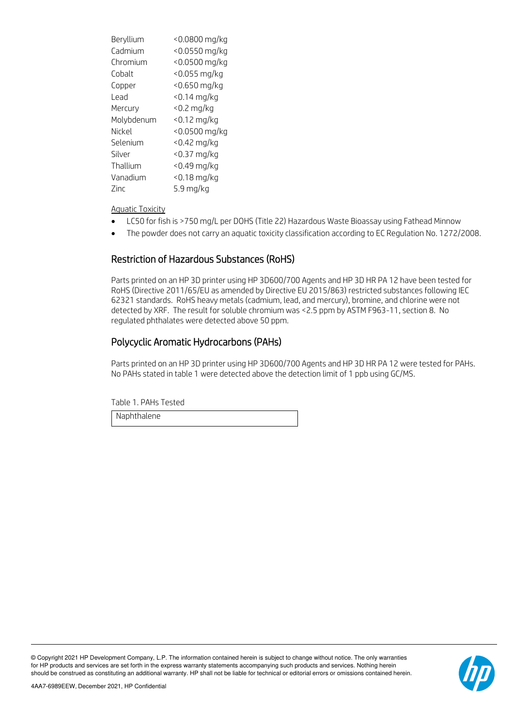| | |
|---|---|
| Beryllium | <0.0800 mg/kg |
| Cadmium | <0.0550 mg/kg |
| Chromium | <0.0500 mg/kg |
| Cobalt | <0.055 mg/kg |
| Copper | <0.650 mg/kg |
| Lead | <0.14 mg/kg |
| Mercury | <0.2 mg/kg |
| Molybdenum | <0.12 mg/kg |
| Nickel | <0.0500 mg/kg |
| Selenium | <0.42 mg/kg |
| Silver | <0.37 mg/kg |
| Thallium | <0.49 mg/kg |
| Vanadium | <0.18 mg/kg |
| Zinc | 5.9 mg/kg |

Aquatic Toxicity

- LC50 for fish is >750 mg/L per DOHS (Title 22) Hazardous Waste Bioassay using Fathead Minnow
- The powder does not carry an aquatic toxicity classification according to EC Regulation No. 1272/2008.

## Restriction of Hazardous Substances (RoHS)

Parts printed on an HP 3D printer using HP 3D600/700 Agents and HP 3D HR PA 12 have been tested for RoHS (Directive 2011/65/EU as amended by Directive EU 2015/863) restricted substances following IEC 62321 standards. RoHS heavy metals (cadmium, lead, and mercury), bromine, and chlorine were not detected by XRF. The result for soluble chromium was <2.5 ppm by ASTM F963-11, section 8. No regulated phthalates were detected above 50 ppm.

## Polycyclic Aromatic Hydrocarbons (PAHs)

Parts printed on an HP 3D printer using HP 3D600/700 Agents and HP 3D HR PA 12 were tested for PAHs. No PAHs stated in table 1 were detected above the detection limit of 1 ppb using GC/MS.

Table 1. PAHs Tested

| Naphthalene |
|---|

© Copyright 2021 HP Development Company, L.P. The information contained herein is subject to change without notice. The only warranties for HP products and services are set forth in the express warranty statements accompanying such products and services. Nothing herein should be construed as constituting an additional warranty. HP shall not be liable for technical or editorial errors or omissions contained herein.

4AA7-6989EEW, December 2021, HP Confidential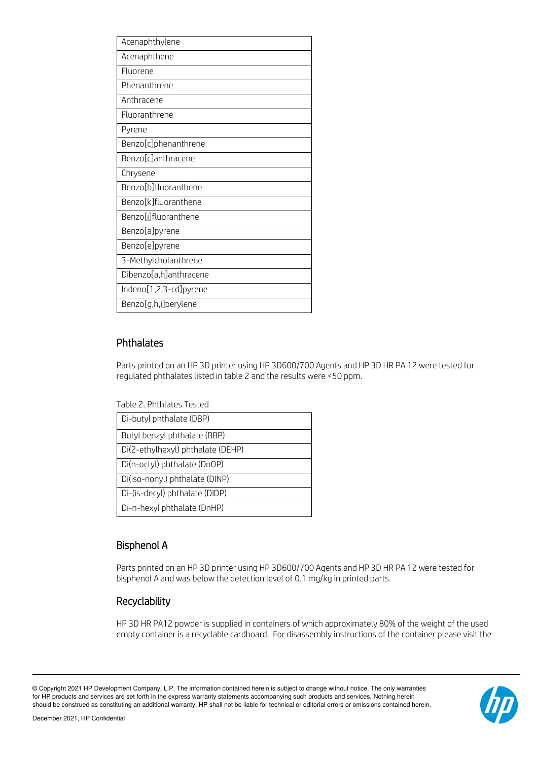| Acenaphthylene |
| --- |
| Acenaphthene |
| Fluorene |
| Phenanthrene |
| Anthracene |
| Fluoranthrene |
| Pyrene |
| Benzo[c]phenanthrene |
| Benzo[c]anthracene |
| Chrysene |
| Benzo[b]fluoranthene |
| Benzo[k]fluoranthene |
| Benzo[j]fluoranthene |
| Benzo[a]pyrene |
| Benzo[e]pyrene |
| 3-Methylcholanthrene |
| Dibenzo[a,h]anthracene |
| Indeno[1,2,3-cd]pyrene |
| Benzo[g,h,i]perylene |

## Phthalates

Parts printed on an HP 3D printer using HP 3D600/700 Agents and HP 3D HR PA 12 were tested for regulated phthalates listed in table 2 and the results were <50 ppm.

Table 2. Phthlates Tested

| Di-butyl phthalate (DBP) |
| --- |
| Butyl benzyl phthalate (BBP) |
| Di(2-ethylhexyl) phthalate (DEHP) |
| Di(n-octyl) phthalate (DnOP) |
| Di(iso-nonyl) phthalate (DINP) |
| Di-(is-decyl) phthalate (DIDP) |
| Di-n-hexyl phthalate (DnHP) |

## Bisphenol A

Parts printed on an HP 3D printer using HP 3D600/700 Agents and HP 3D HR PA 12 were tested for bisphenol A and was below the detection level of 0.1 mg/kg in printed parts.

## Recyclability

HP 3D HR PA12 powder is supplied in containers of which approximately 80% of the weight of the used empty container is a recyclable cardboard. For disassembly instructions of the container please visit the

© Copyright 2021 HP Development Company, L.P. The information contained herein is subject to change without notice. The only warranties for HP products and services are set forth in the express warranty statements accompanying such products and services. Nothing herein should be construed as constituting an additional warranty. HP shall not be liable for technical or editorial errors or omissions contained herein.

December 2021, HP Confidential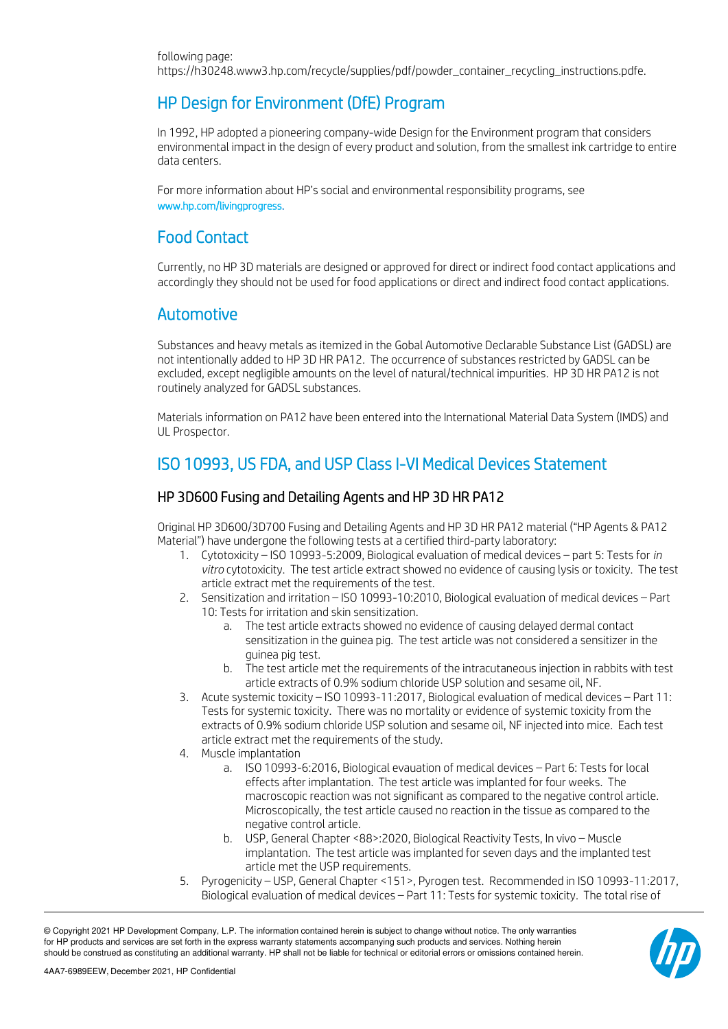following page:
https://h30248.www3.hp.com/recycle/supplies/pdf/powder_container_recycling_instructions.pdfe.

## HP Design for Environment (DfE) Program

In 1992, HP adopted a pioneering company-wide Design for the Environment program that considers environmental impact in the design of every product and solution, from the smallest ink cartridge to entire data centers.

For more information about HP's social and environmental responsibility programs, see www.hp.com/livingprogress.

## Food Contact

Currently, no HP 3D materials are designed or approved for direct or indirect food contact applications and accordingly they should not be used for food applications or direct and indirect food contact applications.

## Automotive

Substances and heavy metals as itemized in the Gobal Automotive Declarable Substance List (GADSL) are not intentionally added to HP 3D HR PA12. The occurrence of substances restricted by GADSL can be excluded, except negligible amounts on the level of natural/technical impurities. HP 3D HR PA12 is not routinely analyzed for GADSL substances.

Materials information on PA12 have been entered into the International Material Data System (IMDS) and UL Prospector.

## ISO 10993, US FDA, and USP Class I-VI Medical Devices Statement

### HP 3D600 Fusing and Detailing Agents and HP 3D HR PA12

Original HP 3D600/3D700 Fusing and Detailing Agents and HP 3D HR PA12 material ("HP Agents & PA12 Material") have undergone the following tests at a certified third-party laboratory:

1. Cytotoxicity – ISO 10993-5:2009, Biological evaluation of medical devices – part 5: Tests for *in vitro* cytotoxicity. The test article extract showed no evidence of causing lysis or toxicity. The test article extract met the requirements of the test.
2. Sensitization and irritation – ISO 10993-10:2010, Biological evaluation of medical devices – Part 10: Tests for irritation and skin sensitization.
   a. The test article extracts showed no evidence of causing delayed dermal contact sensitization in the guinea pig. The test article was not considered a sensitizer in the guinea pig test.
   b. The test article met the requirements of the intracutaneous injection in rabbits with test article extracts of 0.9% sodium chloride USP solution and sesame oil, NF.
3. Acute systemic toxicity – ISO 10993-11:2017, Biological evaluation of medical devices – Part 11: Tests for systemic toxicity. There was no mortality or evidence of systemic toxicity from the extracts of 0.9% sodium chloride USP solution and sesame oil, NF injected into mice. Each test article extract met the requirements of the study.
4. Muscle implantation
   a. ISO 10993-6:2016, Biological evauation of medical devices – Part 6: Tests for local effects after implantation. The test article was implanted for four weeks. The macroscopic reaction was not significant as compared to the negative control article. Microscopically, the test article caused no reaction in the tissue as compared to the negative control article.
   b. USP, General Chapter <88>:2020, Biological Reactivity Tests, In vivo – Muscle implantation. The test article was implanted for seven days and the implanted test article met the USP requirements.
5. Pyrogenicity – USP, General Chapter <151>, Pyrogen test. Recommended in ISO 10993-11:2017, Biological evaluation of medical devices – Part 11: Tests for systemic toxicity. The total rise of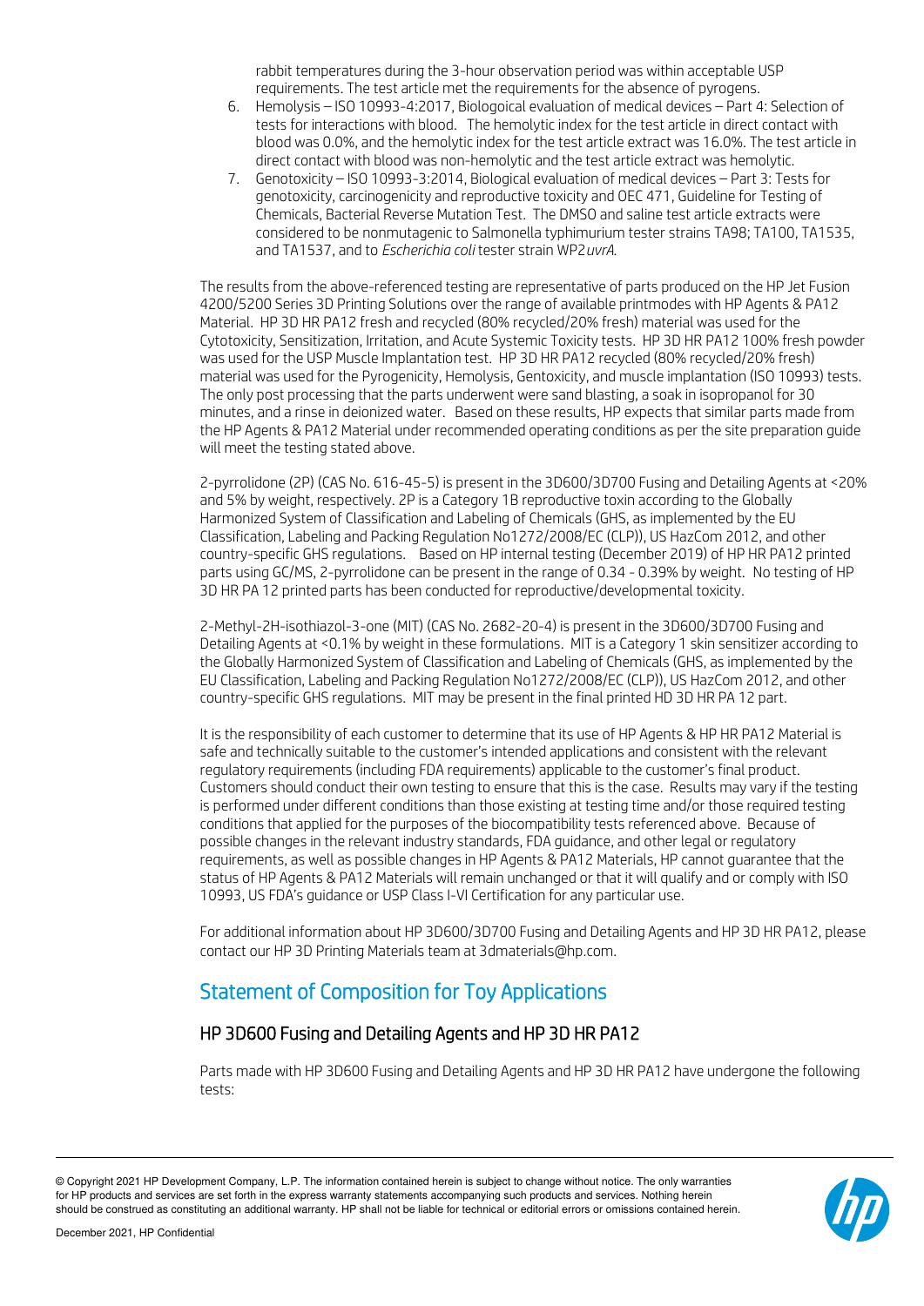rabbit temperatures during the 3-hour observation period was within acceptable USP requirements. The test article met the requirements for the absence of pyrogens.

6. Hemolysis – ISO 10993-4:2017, Biologoical evaluation of medical devices – Part 4: Selection of tests for interactions with blood. The hemolytic index for the test article in direct contact with blood was 0.0%, and the hemolytic index for the test article extract was 16.0%. The test article in direct contact with blood was non-hemolytic and the test article extract was hemolytic.
7. Genotoxicity – ISO 10993-3:2014, Biological evaluation of medical devices – Part 3: Tests for genotoxicity, carcinogenicity and reproductive toxicity and OEC 471, Guideline for Testing of Chemicals, Bacterial Reverse Mutation Test. The DMSO and saline test article extracts were considered to be nonmutagenic to Salmonella typhimurium tester strains TA98; TA100, TA1535, and TA1537, and to *Escherichia coli* tester strain WP2*uvrA*.

The results from the above-referenced testing are representative of parts produced on the HP Jet Fusion 4200/5200 Series 3D Printing Solutions over the range of available printmodes with HP Agents & PA12 Material. HP 3D HR PA12 fresh and recycled (80% recycled/20% fresh) material was used for the Cytotoxicity, Sensitization, Irritation, and Acute Systemic Toxicity tests. HP 3D HR PA12 100% fresh powder was used for the USP Muscle Implantation test. HP 3D HR PA12 recycled (80% recycled/20% fresh) material was used for the Pyrogenicity, Hemolysis, Gentoxicity, and muscle implantation (ISO 10993) tests. The only post processing that the parts underwent were sand blasting, a soak in isopropanol for 30 minutes, and a rinse in deionized water. Based on these results, HP expects that similar parts made from the HP Agents & PA12 Material under recommended operating conditions as per the site preparation guide will meet the testing stated above.

2-pyrrolidone (2P) (CAS No. 616-45-5) is present in the 3D600/3D700 Fusing and Detailing Agents at <20% and 5% by weight, respectively. 2P is a Category 1B reproductive toxin according to the Globally Harmonized System of Classification and Labeling of Chemicals (GHS, as implemented by the EU Classification, Labeling and Packing Regulation No1272/2008/EC (CLP)), US HazCom 2012, and other country-specific GHS regulations. Based on HP internal testing (December 2019) of HP HR PA12 printed parts using GC/MS, 2-pyrrolidone can be present in the range of 0.34 - 0.39% by weight. No testing of HP 3D HR PA 12 printed parts has been conducted for reproductive/developmental toxicity.

2-Methyl-2H-isothiazol-3-one (MIT) (CAS No. 2682-20-4) is present in the 3D600/3D700 Fusing and Detailing Agents at <0.1% by weight in these formulations. MIT is a Category 1 skin sensitizer according to the Globally Harmonized System of Classification and Labeling of Chemicals (GHS, as implemented by the EU Classification, Labeling and Packing Regulation No1272/2008/EC (CLP)), US HazCom 2012, and other country-specific GHS regulations. MIT may be present in the final printed HD 3D HR PA 12 part.

It is the responsibility of each customer to determine that its use of HP Agents & HP HR PA12 Material is safe and technically suitable to the customer's intended applications and consistent with the relevant regulatory requirements (including FDA requirements) applicable to the customer's final product. Customers should conduct their own testing to ensure that this is the case. Results may vary if the testing is performed under different conditions than those existing at testing time and/or those required testing conditions that applied for the purposes of the biocompatibility tests referenced above. Because of possible changes in the relevant industry standards, FDA guidance, and other legal or regulatory requirements, as well as possible changes in HP Agents & PA12 Materials, HP cannot guarantee that the status of HP Agents & PA12 Materials will remain unchanged or that it will qualify and or comply with ISO 10993, US FDA's guidance or USP Class I-VI Certification for any particular use.

For additional information about HP 3D600/3D700 Fusing and Detailing Agents and HP 3D HR PA12, please contact our HP 3D Printing Materials team at 3dmaterials@hp.com.

## Statement of Composition for Toy Applications

### HP 3D600 Fusing and Detailing Agents and HP 3D HR PA12

Parts made with HP 3D600 Fusing and Detailing Agents and HP 3D HR PA12 have undergone the following tests: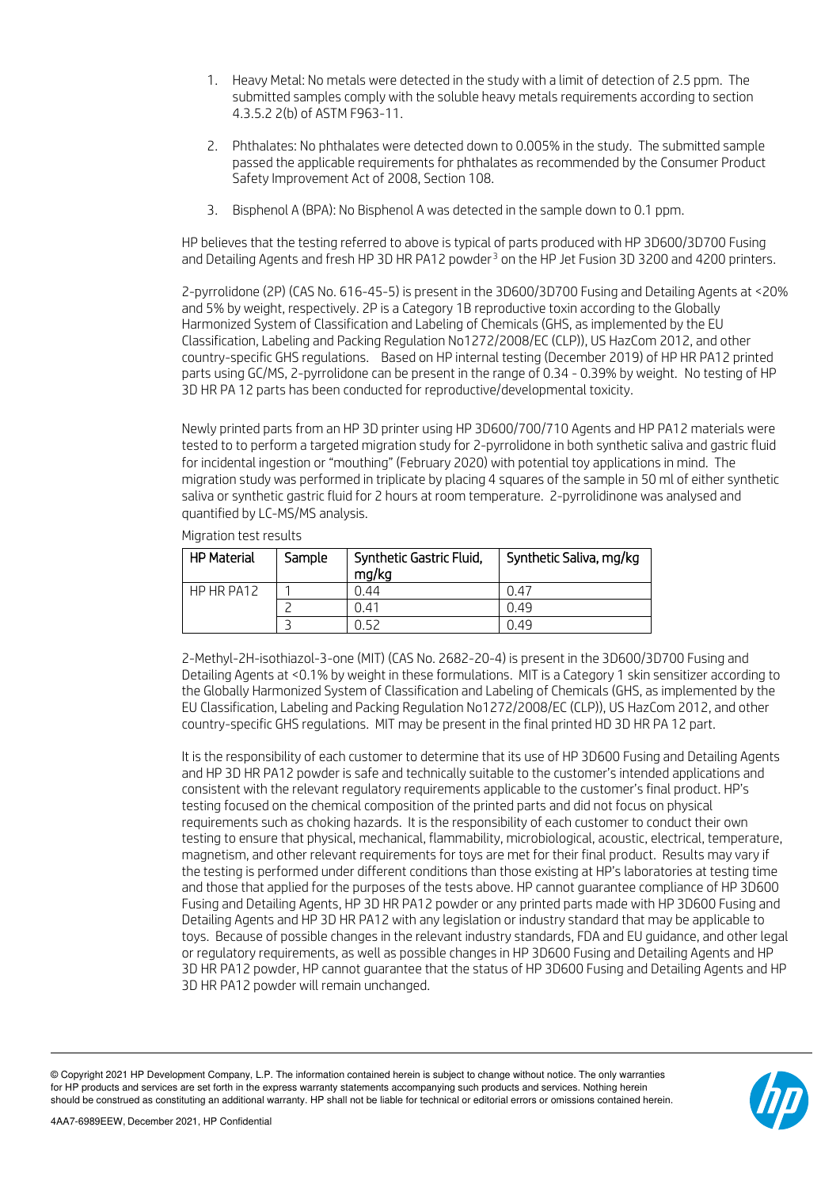1. Heavy Metal: No metals were detected in the study with a limit of detection of 2.5 ppm. The submitted samples comply with the soluble heavy metals requirements according to section 4.3.5.2 2(b) of ASTM F963-11.

2. Phthalates: No phthalates were detected down to 0.005% in the study. The submitted sample passed the applicable requirements for phthalates as recommended by the Consumer Product Safety Improvement Act of 2008, Section 108.

3. Bisphenol A (BPA): No Bisphenol A was detected in the sample down to 0.1 ppm.

HP believes that the testing referred to above is typical of parts produced with HP 3D600/3D700 Fusing and Detailing Agents and fresh HP 3D HR PA12 powder[3] on the HP Jet Fusion 3D 3200 and 4200 printers.

2-pyrrolidone (2P) (CAS No. 616-45-5) is present in the 3D600/3D700 Fusing and Detailing Agents at <20% and 5% by weight, respectively. 2P is a Category 1B reproductive toxin according to the Globally Harmonized System of Classification and Labeling of Chemicals (GHS, as implemented by the EU Classification, Labeling and Packing Regulation No1272/2008/EC (CLP)), US HazCom 2012, and other country-specific GHS regulations. Based on HP internal testing (December 2019) of HP HR PA12 printed parts using GC/MS, 2-pyrrolidone can be present in the range of 0.34 - 0.39% by weight. No testing of HP 3D HR PA 12 parts has been conducted for reproductive/developmental toxicity.

Newly printed parts from an HP 3D printer using HP 3D600/700/710 Agents and HP PA12 materials were tested to to perform a targeted migration study for 2-pyrrolidone in both synthetic saliva and gastric fluid for incidental ingestion or "mouthing" (February 2020) with potential toy applications in mind. The migration study was performed in triplicate by placing 4 squares of the sample in 50 ml of either synthetic saliva or synthetic gastric fluid for 2 hours at room temperature. 2-pyrrolidinone was analysed and quantified by LC-MS/MS analysis.

Migration test results

| HP Material | Sample | Synthetic Gastric Fluid, mg/kg | Synthetic Saliva, mg/kg |
|---|---|---|---|
| HP HR PA12 | 1 | 0.44 | 0.47 |
| | 2 | 0.41 | 0.49 |
| | 3 | 0.52 | 0.49 |

2-Methyl-2H-isothiazol-3-one (MIT) (CAS No. 2682-20-4) is present in the 3D600/3D700 Fusing and Detailing Agents at <0.1% by weight in these formulations. MIT is a Category 1 skin sensitizer according to the Globally Harmonized System of Classification and Labeling of Chemicals (GHS, as implemented by the EU Classification, Labeling and Packing Regulation No1272/2008/EC (CLP)), US HazCom 2012, and other country-specific GHS regulations. MIT may be present in the final printed HD 3D HR PA 12 part.

It is the responsibility of each customer to determine that its use of HP 3D600 Fusing and Detailing Agents and HP 3D HR PA12 powder is safe and technically suitable to the customer's intended applications and consistent with the relevant regulatory requirements applicable to the customer's final product. HP's testing focused on the chemical composition of the printed parts and did not focus on physical requirements such as choking hazards. It is the responsibility of each customer to conduct their own testing to ensure that physical, mechanical, flammability, microbiological, acoustic, electrical, temperature, magnetism, and other relevant requirements for toys are met for their final product. Results may vary if the testing is performed under different conditions than those existing at HP's laboratories at testing time and those that applied for the purposes of the tests above. HP cannot guarantee compliance of HP 3D600 Fusing and Detailing Agents, HP 3D HR PA12 powder or any printed parts made with HP 3D600 Fusing and Detailing Agents and HP 3D HR PA12 with any legislation or industry standard that may be applicable to toys. Because of possible changes in the relevant industry standards, FDA and EU guidance, and other legal or regulatory requirements, as well as possible changes in HP 3D600 Fusing and Detailing Agents and HP 3D HR PA12 powder, HP cannot guarantee that the status of HP 3D600 Fusing and Detailing Agents and HP 3D HR PA12 powder will remain unchanged.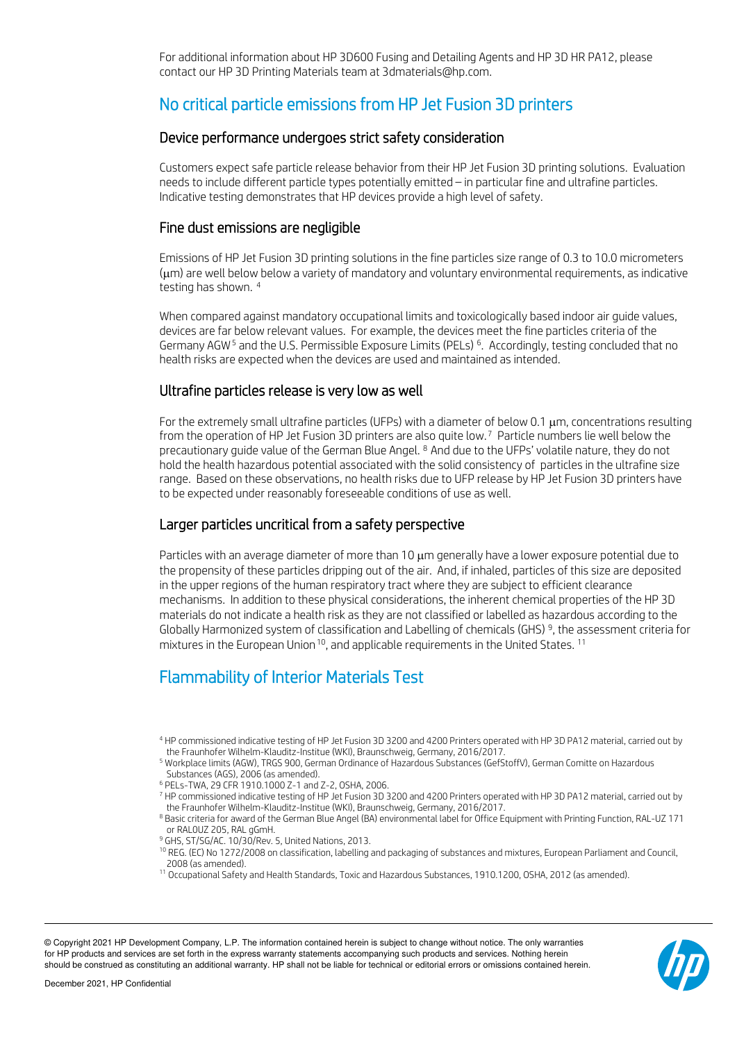For additional information about HP 3D600 Fusing and Detailing Agents and HP 3D HR PA12, please contact our HP 3D Printing Materials team at 3dmaterials@hp.com.

## No critical particle emissions from HP Jet Fusion 3D printers

### Device performance undergoes strict safety consideration

Customers expect safe particle release behavior from their HP Jet Fusion 3D printing solutions. Evaluation needs to include different particle types potentially emitted – in particular fine and ultrafine particles. Indicative testing demonstrates that HP devices provide a high level of safety.

### Fine dust emissions are negligible

Emissions of HP Jet Fusion 3D printing solutions in the fine particles size range of 0.3 to 10.0 micrometers (μm) are well below below a variety of mandatory and voluntary environmental requirements, as indicative testing has shown. [4]

When compared against mandatory occupational limits and toxicologically based indoor air guide values, devices are far below relevant values. For example, the devices meet the fine particles criteria of the Germany AGW [5] and the U.S. Permissible Exposure Limits (PELs) [6]. Accordingly, testing concluded that no health risks are expected when the devices are used and maintained as intended.

### Ultrafine particles release is very low as well

For the extremely small ultrafine particles (UFPs) with a diameter of below 0.1 μm, concentrations resulting from the operation of HP Jet Fusion 3D printers are also quite low.[7] Particle numbers lie well below the precautionary guide value of the German Blue Angel. [8] And due to the UFPs' volatile nature, they do not hold the health hazardous potential associated with the solid consistency of particles in the ultrafine size range. Based on these observations, no health risks due to UFP release by HP Jet Fusion 3D printers have to be expected under reasonably foreseeable conditions of use as well.

### Larger particles uncritical from a safety perspective

Particles with an average diameter of more than 10 μm generally have a lower exposure potential due to the propensity of these particles dripping out of the air. And, if inhaled, particles of this size are deposited in the upper regions of the human respiratory tract where they are subject to efficient clearance mechanisms. In addition to these physical considerations, the inherent chemical properties of the HP 3D materials do not indicate a health risk as they are not classified or labelled as hazardous according to the Globally Harmonized system of classification and Labelling of chemicals (GHS) [9], the assessment criteria for mixtures in the European Union [10], and applicable requirements in the United States. [11]

## Flammability of Interior Materials Test

[4] HP commissioned indicative testing of HP Jet Fusion 3D 3200 and 4200 Printers operated with HP 3D PA12 material, carried out by the Fraunhofer Wilhelm-Klauditz-Institue (WKI), Braunschweig, Germany, 2016/2017.

[5] Workplace limits (AGW), TRGS 900, German Ordinance of Hazardous Substances (GefStoffV), German Comitte on Hazardous Substances (AGS), 2006 (as amended).

[6] PELs-TWA, 29 CFR 1910.1000 Z-1 and Z-2, OSHA, 2006.

[7] HP commissioned indicative testing of HP Jet Fusion 3D 3200 and 4200 Printers operated with HP 3D PA12 material, carried out by the Fraunhofer Wilhelm-Klauditz-Institue (WKI), Braunschweig, Germany, 2016/2017.

[8] Basic criteria for award of the German Blue Angel (BA) environmental label for Office Equipment with Printing Function, RAL-UZ 171 or RALOUZ 205, RAL gGmH.

[9] GHS, ST/SG/AC. 10/30/Rev. 5, United Nations, 2013.

[10] REG. (EC) No 1272/2008 on classification, labelling and packaging of substances and mixtures, European Parliament and Council, 2008 (as amended).

[11] Occupational Safety and Health Standards, Toxic and Hazardous Substances, 1910.1200, OSHA, 2012 (as amended).

© Copyright 2021 HP Development Company, L.P. The information contained herein is subject to change without notice. The only warranties for HP products and services are set forth in the express warranty statements accompanying such products and services. Nothing herein should be construed as constituting an additional warranty. HP shall not be liable for technical or editorial errors or omissions contained herein.

December 2021, HP Confidential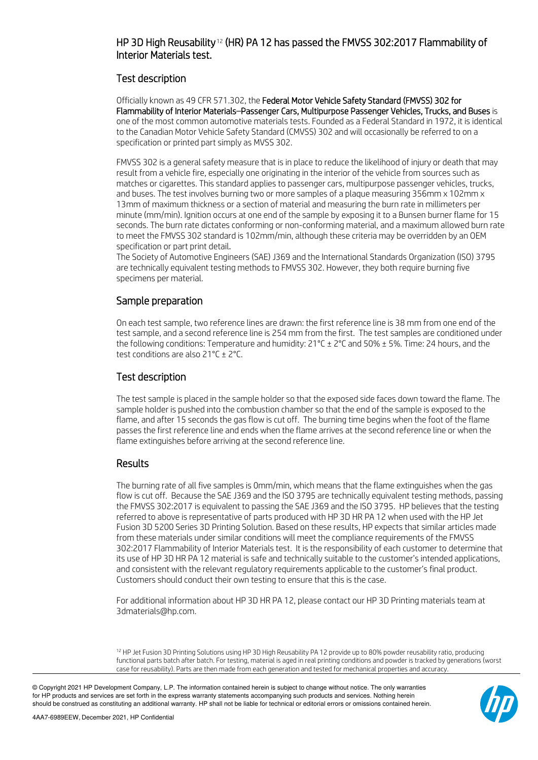## HP 3D High Reusability[12] (HR) PA 12 has passed the FMVSS 302:2017 Flammability of Interior Materials test.

### Test description

Officially known as 49 CFR 571.302, the **Federal Motor Vehicle Safety Standard (FMVSS) 302 for Flammability of Interior Materials–Passenger Cars, Multipurpose Passenger Vehicles, Trucks, and Buses** is one of the most common automotive materials tests. Founded as a Federal Standard in 1972, it is identical to the Canadian Motor Vehicle Safety Standard (CMVSS) 302 and will occasionally be referred to on a specification or printed part simply as MVSS 302.

FMVSS 302 is a general safety measure that is in place to reduce the likelihood of injury or death that may result from a vehicle fire, especially one originating in the interior of the vehicle from sources such as matches or cigarettes. This standard applies to passenger cars, multipurpose passenger vehicles, trucks, and buses. The test involves burning two or more samples of a plaque measuring 356mm x 102mm x 13mm of maximum thickness or a section of material and measuring the burn rate in millimeters per minute (mm/min). Ignition occurs at one end of the sample by exposing it to a Bunsen burner flame for 15 seconds. The burn rate dictates conforming or non-conforming material, and a maximum allowed burn rate to meet the FMVSS 302 standard is 102mm/min, although these criteria may be overridden by an OEM specification or part print detail.

The Society of Automotive Engineers (SAE) J369 and the International Standards Organization (ISO) 3795 are technically equivalent testing methods to FMVSS 302. However, they both require burning five specimens per material.

### Sample preparation

On each test sample, two reference lines are drawn: the first reference line is 38 mm from one end of the test sample, and a second reference line is 254 mm from the first. The test samples are conditioned under the following conditions: Temperature and humidity: 21°C ± 2°C and 50% ± 5%. Time: 24 hours, and the test conditions are also 21°C ± 2°C.

### Test description

The test sample is placed in the sample holder so that the exposed side faces down toward the flame. The sample holder is pushed into the combustion chamber so that the end of the sample is exposed to the flame, and after 15 seconds the gas flow is cut off. The burning time begins when the foot of the flame passes the first reference line and ends when the flame arrives at the second reference line or when the flame extinguishes before arriving at the second reference line.

### Results

The burning rate of all five samples is 0mm/min, which means that the flame extinguishes when the gas flow is cut off. Because the SAE J369 and the ISO 3795 are technically equivalent testing methods, passing the FMVSS 302:2017 is equivalent to passing the SAE J369 and the ISO 3795. HP believes that the testing referred to above is representative of parts produced with HP 3D HR PA 12 when used with the HP Jet Fusion 3D 5200 Series 3D Printing Solution. Based on these results, HP expects that similar articles made from these materials under similar conditions will meet the compliance requirements of the FMVSS 302:2017 Flammability of Interior Materials test. It is the responsibility of each customer to determine that its use of HP 3D HR PA 12 material is safe and technically suitable to the customer's intended applications, and consistent with the relevant regulatory requirements applicable to the customer's final product. Customers should conduct their own testing to ensure that this is the case.

For additional information about HP 3D HR PA 12, please contact our HP 3D Printing materials team at 3dmaterials@hp.com.

[12] HP Jet Fusion 3D Printing Solutions using HP 3D High Reusability PA 12 provide up to 80% powder reusability ratio, producing functional parts batch after batch. For testing, material is aged in real printing conditions and powder is tracked by generations (worst case for reusability). Parts are then made from each generation and tested for mechanical properties and accuracy.

© Copyright 2021 HP Development Company, L.P. The information contained herein is subject to change without notice. The only warranties for HP products and services are set forth in the express warranty statements accompanying such products and services. Nothing herein should be construed as constituting an additional warranty. HP shall not be liable for technical or editorial errors or omissions contained herein.

4AA7-6989EEW, December 2021, HP Confidential